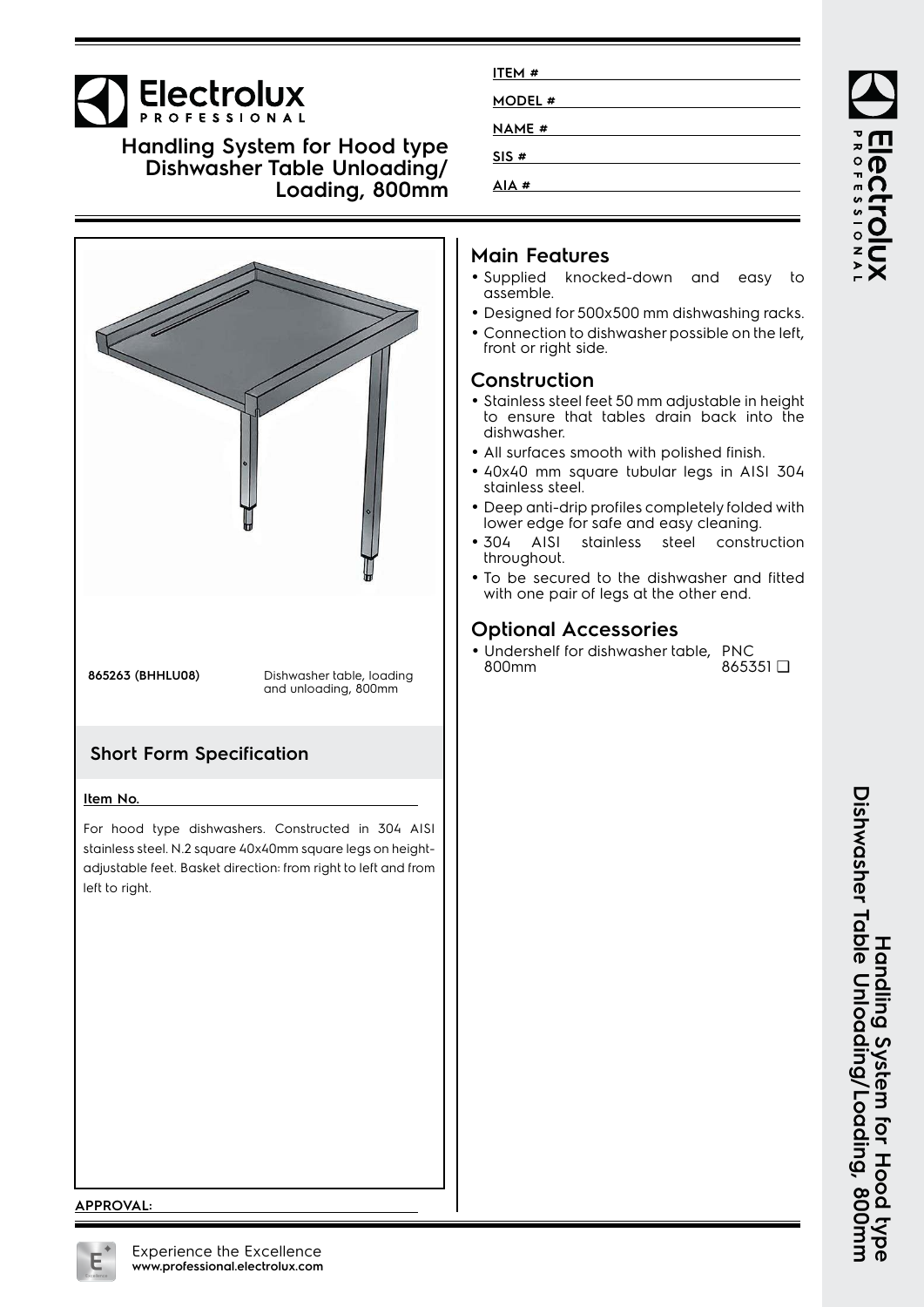# Handling System for Hood type Dishwasher Table Unloading/ Loading, 800mm

ITEM #

MODEL #

NAME #

SIS #

AIA #

| | |
|---|---|
| **865263 (BHHLU08)** | Dishwasher table, loading and unloading, 800mm |

## Short Form Specification

**Item No.**

For hood type dishwashers. Constructed in 304 AISI stainless steel. N.2 square 40x40mm square legs on height-adjustable feet. Basket direction: from right to left and from left to right.

## Main Features

- Supplied knocked-down and easy to assemble.
- Designed for 500x500 mm dishwashing racks.
- Connection to dishwasher possible on the left, front or right side.

## Construction

- Stainless steel feet 50 mm adjustable in height to ensure that tables drain back into the dishwasher.
- All surfaces smooth with polished finish.
- 40x40 mm square tubular legs in AISI 304 stainless steel.
- Deep anti-drip profiles completely folded with lower edge for safe and easy cleaning.
- 304 AISI stainless steel construction throughout.
- To be secured to the dishwasher and fitted with one pair of legs at the other end.

## Optional Accessories

- Undershelf for dishwasher table, 800mm — PNC 865351 ❑

**APPROVAL:**

Experience the Excellence
**www.professional.electrolux.com**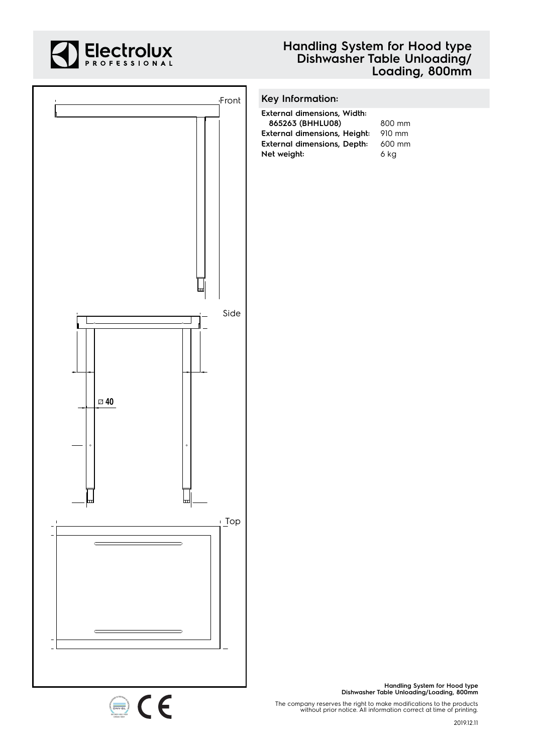# Handling System for Hood type Dishwasher Table Unloading/ Loading, 800mm

Front

Side

⊠ 40

Top

## Key Information:

| | |
|---|---|
| **External dimensions, Width:** | |
| **865263 (BHHLU08)** | 800 mm |
| **External dimensions, Height:** | 910 mm |
| **External dimensions, Depth:** | 600 mm |
| **Net weight:** | 6 kg |

**Handling System for Hood type Dishwasher Table Unloading/Loading, 800mm**

The company reserves the right to make modifications to the products without prior notice. All information correct at time of printing.

2019.12.11